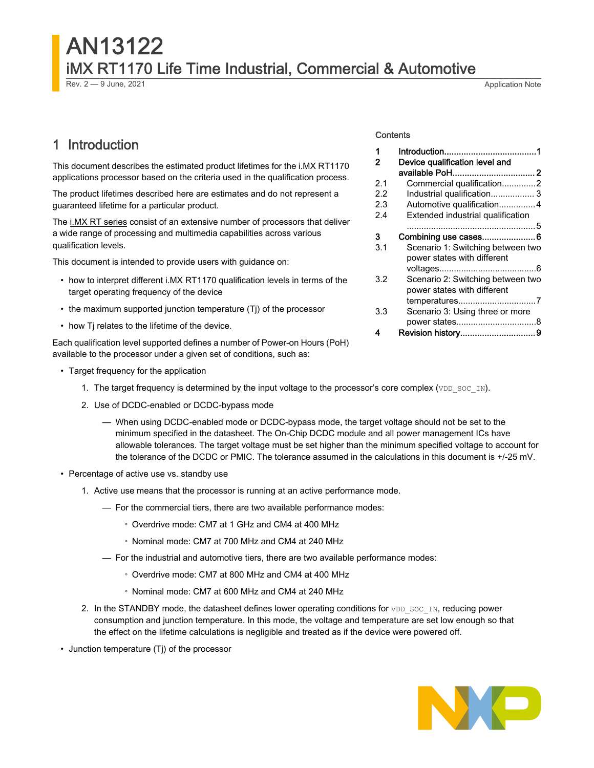# AN13122

## iMX RT1170 Life Time Industrial, Commercial & Automotive

Rev. 2 — 9 June, 2021 — Application Note

Contents

| | | |
|---|---|---|
| 1 | Introduction | 1 |
| 2 | Device qualification level and available PoH | 2 |
| 2.1 | Commercial qualification | 2 |
| 2.2 | Industrial qualification | 3 |
| 2.3 | Automotive qualification | 4 |
| 2.4 | Extended industrial qualification | 5 |
| 3 | Combining use cases | 6 |
| 3.1 | Scenario 1: Switching between two power states with different voltages | 6 |
| 3.2 | Scenario 2: Switching between two power states with different temperatures | 7 |
| 3.3 | Scenario 3: Using three or more power states | 8 |
| 4 | Revision history | 9 |

## 1 Introduction

This document describes the estimated product lifetimes for the i.MX RT1170 applications processor based on the criteria used in the qualification process.

The product lifetimes described here are estimates and do not represent a guaranteed lifetime for a particular product.

The i.MX RT series consist of an extensive number of processors that deliver a wide range of processing and multimedia capabilities across various qualification levels.

This document is intended to provide users with guidance on:

- how to interpret different i.MX RT1170 qualification levels in terms of the target operating frequency of the device
- the maximum supported junction temperature (Tj) of the processor
- how Tj relates to the lifetime of the device.

Each qualification level supported defines a number of Power-on Hours (PoH) available to the processor under a given set of conditions, such as:

- Target frequency for the application
  1. The target frequency is determined by the input voltage to the processor's core complex (`VDD_SOC_IN`).
  2. Use of DCDC-enabled or DCDC-bypass mode
     - When using DCDC-enabled mode or DCDC-bypass mode, the target voltage should not be set to the minimum specified in the datasheet. The On-Chip DCDC module and all power management ICs have allowable tolerances. The target voltage must be set higher than the minimum specified voltage to account for the tolerance of the DCDC or PMIC. The tolerance assumed in the calculations in this document is +/-25 mV.
- Percentage of active use vs. standby use
  1. Active use means that the processor is running at an active performance mode.
     - For the commercial tiers, there are two available performance modes:
       - Overdrive mode: CM7 at 1 GHz and CM4 at 400 MHz
       - Nominal mode: CM7 at 700 MHz and CM4 at 240 MHz
     - For the industrial and automotive tiers, there are two available performance modes:
       - Overdrive mode: CM7 at 800 MHz and CM4 at 400 MHz
       - Nominal mode: CM7 at 600 MHz and CM4 at 240 MHz
  2. In the STANDBY mode, the datasheet defines lower operating conditions for `VDD_SOC_IN`, reducing power consumption and junction temperature. In this mode, the voltage and temperature are set low enough so that the effect on the lifetime calculations is negligible and treated as if the device were powered off.
- Junction temperature (Tj) of the processor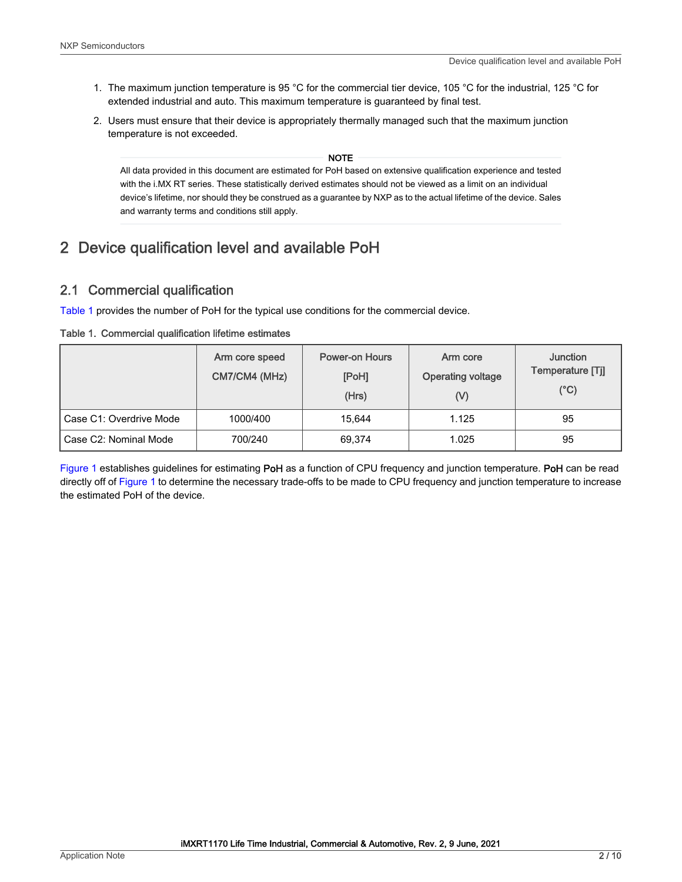1. The maximum junction temperature is 95 °C for the commercial tier device, 105 °C for the industrial, 125 °C for extended industrial and auto. This maximum temperature is guaranteed by final test.
2. Users must ensure that their device is appropriately thermally managed such that the maximum junction temperature is not exceeded.

> **NOTE**
>
> All data provided in this document are estimated for PoH based on extensive qualification experience and tested with the i.MX RT series. These statistically derived estimates should not be viewed as a limit on an individual device's lifetime, nor should they be construed as a guarantee by NXP as to the actual lifetime of the device. Sales and warranty terms and conditions still apply.

# 2 Device qualification level and available PoH

## 2.1 Commercial qualification

Table 1 provides the number of PoH for the typical use conditions for the commercial device.

Table 1. Commercial qualification lifetime estimates

| | Arm core speed CM7/CM4 (MHz) | Power-on Hours [PoH] (Hrs) | Arm core Operating voltage (V) | Junction Temperature [Tj] (°C) |
|---|---|---|---|---|
| Case C1: Overdrive Mode | 1000/400 | 15,644 | 1.125 | 95 |
| Case C2: Nominal Mode | 700/240 | 69,374 | 1.025 | 95 |

Figure 1 establishes guidelines for estimating PoH as a function of CPU frequency and junction temperature. PoH can be read directly off of Figure 1 to determine the necessary trade-offs to be made to CPU frequency and junction temperature to increase the estimated PoH of the device.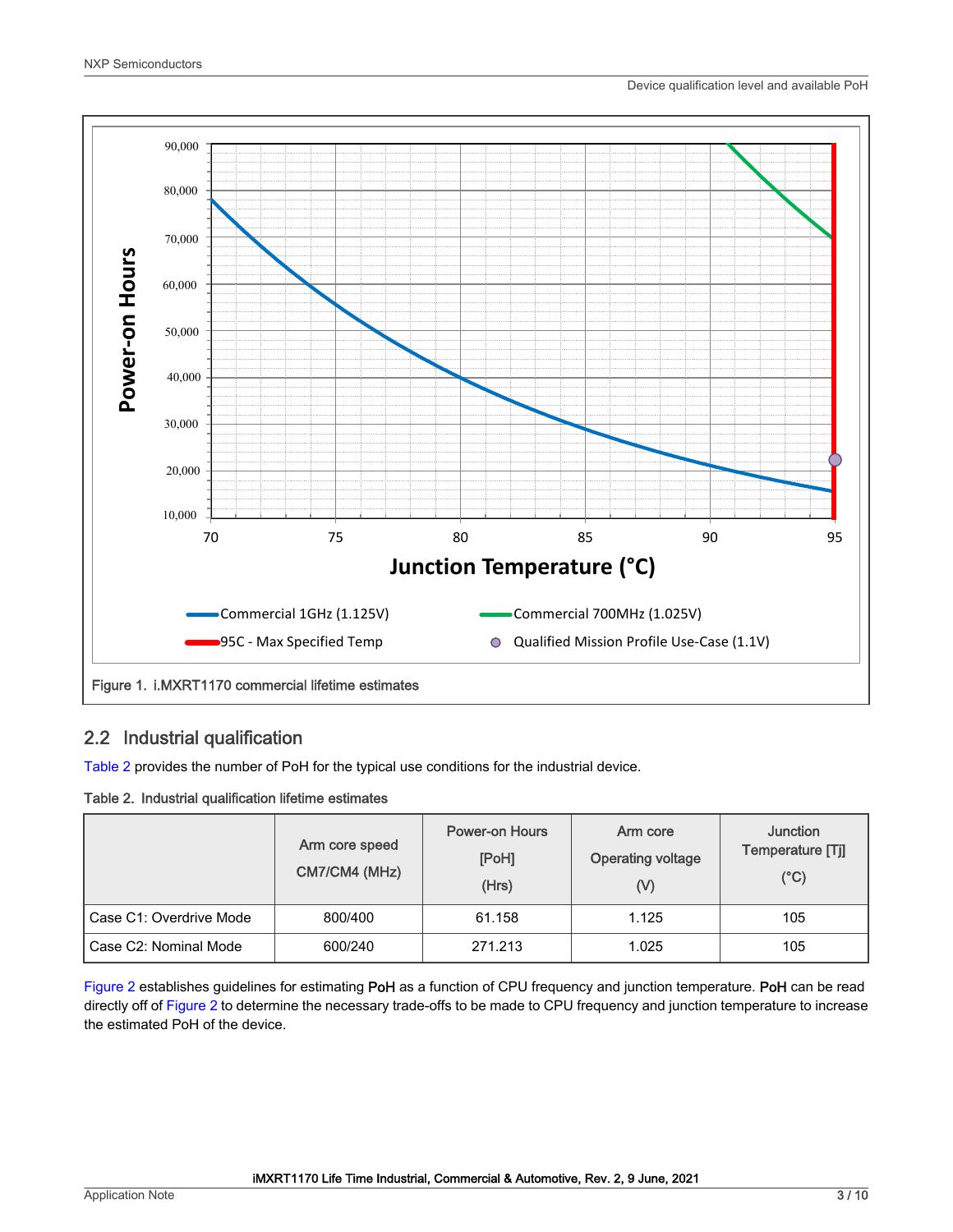Figure 1. i.MXRT1170 commercial lifetime estimates

## 2.2 Industrial qualification

Table 2 provides the number of PoH for the typical use conditions for the industrial device.

Table 2. Industrial qualification lifetime estimates

| | Arm core speed CM7/CM4 (MHz) | Power-on Hours [PoH] (Hrs) | Arm core Operating voltage (V) | Junction Temperature [Tj] (°C) |
|---|---|---|---|---|
| Case C1: Overdrive Mode | 800/400 | 61.158 | 1.125 | 105 |
| Case C2: Nominal Mode | 600/240 | 271.213 | 1.025 | 105 |

Figure 2 establishes guidelines for estimating PoH as a function of CPU frequency and junction temperature. PoH can be read directly off of Figure 2 to determine the necessary trade-offs to be made to CPU frequency and junction temperature to increase the estimated PoH of the device.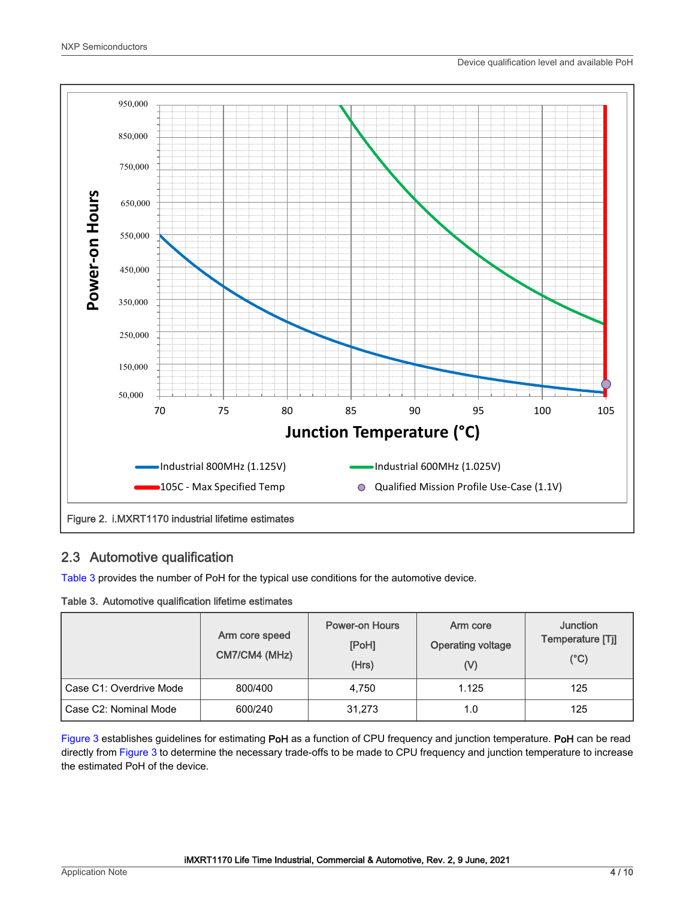Figure 2. i.MXRT1170 industrial lifetime estimates

## 2.3 Automotive qualification

Table 3 provides the number of PoH for the typical use conditions for the automotive device.

Table 3. Automotive qualification lifetime estimates

| | Arm core speed CM7/CM4 (MHz) | Power-on Hours [PoH] (Hrs) | Arm core Operating voltage (V) | Junction Temperature [Tj] (°C) |
|---|---|---|---|---|
| Case C1: Overdrive Mode | 800/400 | 4,750 | 1.125 | 125 |
| Case C2: Nominal Mode | 600/240 | 31,273 | 1.0 | 125 |

Figure 3 establishes guidelines for estimating **PoH** as a function of CPU frequency and junction temperature. **PoH** can be read directly from Figure 3 to determine the necessary trade-offs to be made to CPU frequency and junction temperature to increase the estimated PoH of the device.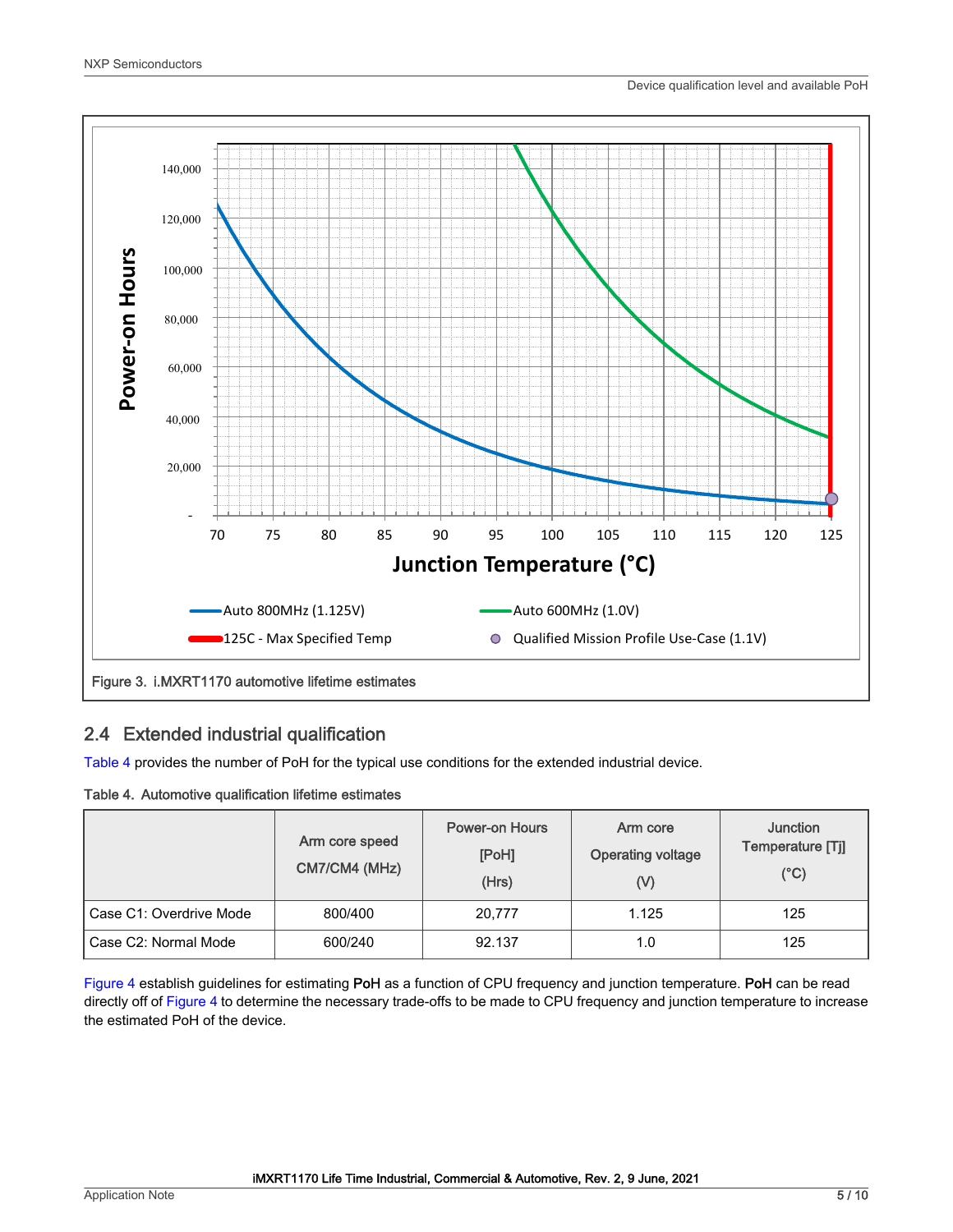Figure 3. i.MXRT1170 automotive lifetime estimates

## 2.4 Extended industrial qualification

Table 4 provides the number of PoH for the typical use conditions for the extended industrial device.

Table 4. Automotive qualification lifetime estimates

| | Arm core speed CM7/CM4 (MHz) | Power-on Hours [PoH] (Hrs) | Arm core Operating voltage (V) | Junction Temperature [Tj] (°C) |
|---|---|---|---|---|
| Case C1: Overdrive Mode | 800/400 | 20,777 | 1.125 | 125 |
| Case C2: Normal Mode | 600/240 | 92.137 | 1.0 | 125 |

Figure 4 establish guidelines for estimating **PoH** as a function of CPU frequency and junction temperature. **PoH** can be read directly off of Figure 4 to determine the necessary trade-offs to be made to CPU frequency and junction temperature to increase the estimated PoH of the device.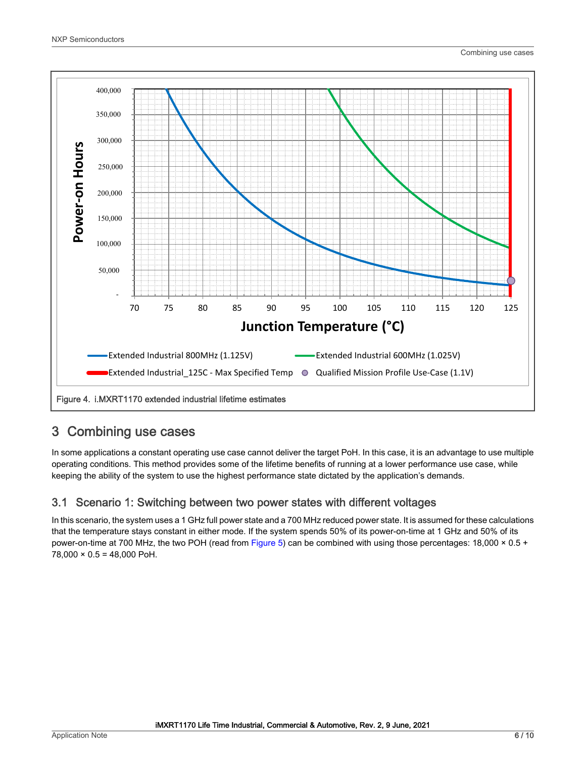Figure 4. i.MXRT1170 extended industrial lifetime estimates

## 3 Combining use cases

In some applications a constant operating use case cannot deliver the target PoH. In this case, it is an advantage to use multiple operating conditions. This method provides some of the lifetime benefits of running at a lower performance use case, while keeping the ability of the system to use the highest performance state dictated by the application's demands.

### 3.1 Scenario 1: Switching between two power states with different voltages

In this scenario, the system uses a 1 GHz full power state and a 700 MHz reduced power state. It is assumed for these calculations that the temperature stays constant in either mode. If the system spends 50% of its power-on-time at 1 GHz and 50% of its power-on-time at 700 MHz, the two POH (read from Figure 5) can be combined with using those percentages: 18,000 × 0.5 + 78,000 × 0.5 = 48,000 PoH.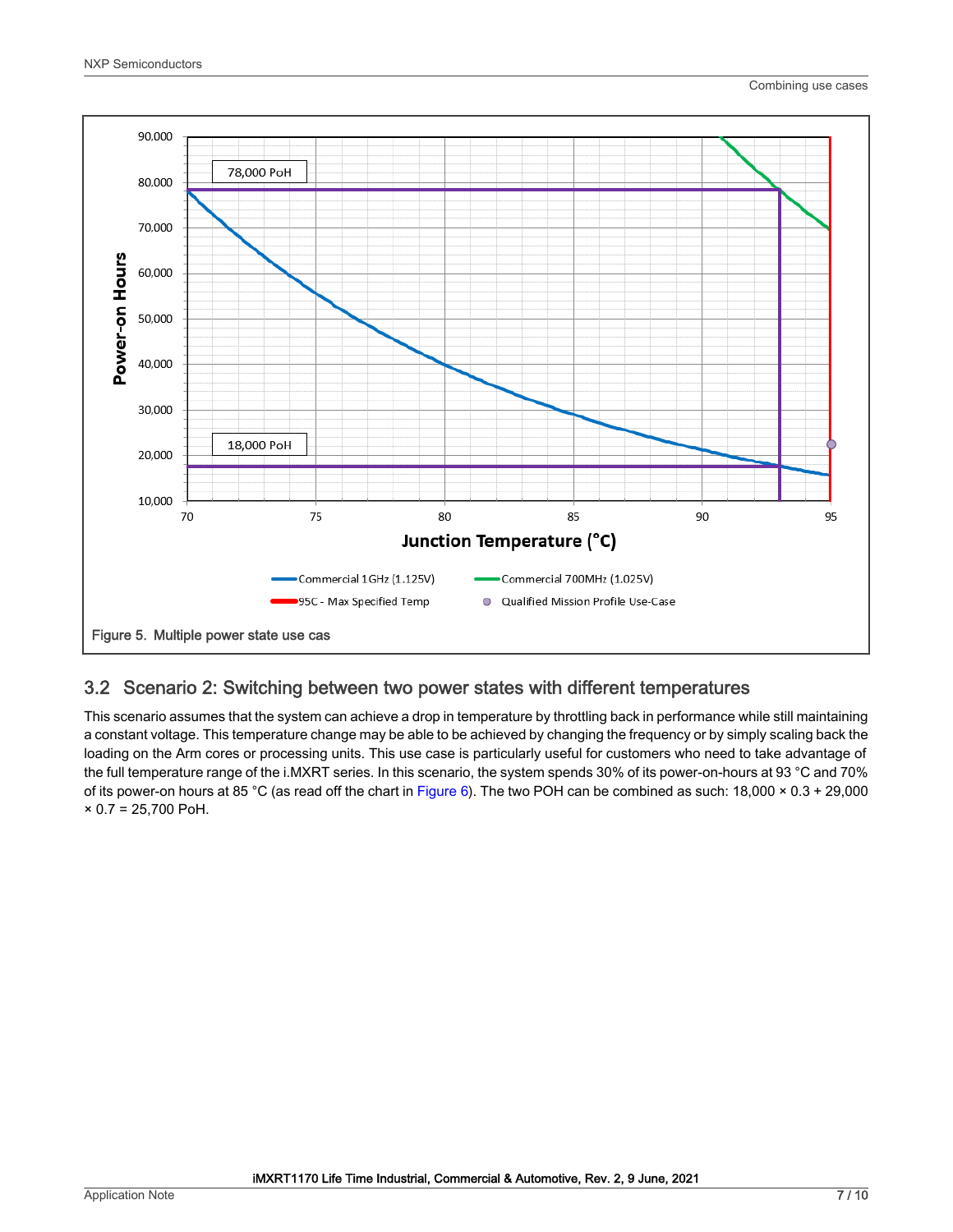Figure 5. Multiple power state use cas

### 3.2 Scenario 2: Switching between two power states with different temperatures

This scenario assumes that the system can achieve a drop in temperature by throttling back in performance while still maintaining a constant voltage. This temperature change may be able to be achieved by changing the frequency or by simply scaling back the loading on the Arm cores or processing units. This use case is particularly useful for customers who need to take advantage of the full temperature range of the i.MXRT series. In this scenario, the system spends 30% of its power-on-hours at 93 °C and 70% of its power-on hours at 85 °C (as read off the chart in Figure 6). The two POH can be combined as such: 18,000 × 0.3 + 29,000 × 0.7 = 25,700 PoH.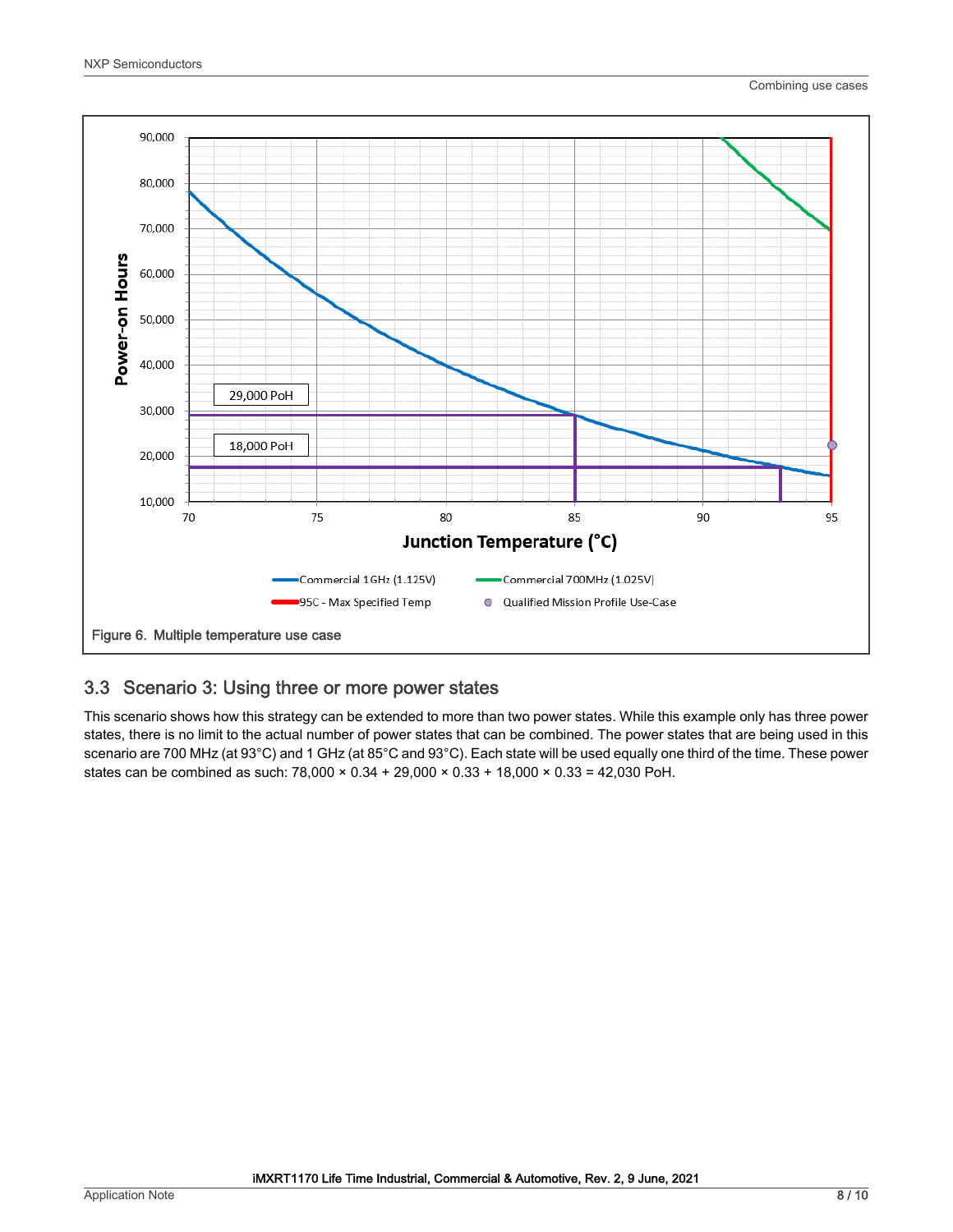Figure 6. Multiple temperature use case

### 3.3 Scenario 3: Using three or more power states

This scenario shows how this strategy can be extended to more than two power states. While this example only has three power states, there is no limit to the actual number of power states that can be combined. The power states that are being used in this scenario are 700 MHz (at 93°C) and 1 GHz (at 85°C and 93°C). Each state will be used equally one third of the time. These power states can be combined as such: 78,000 × 0.34 + 29,000 × 0.33 + 18,000 × 0.33 = 42,030 PoH.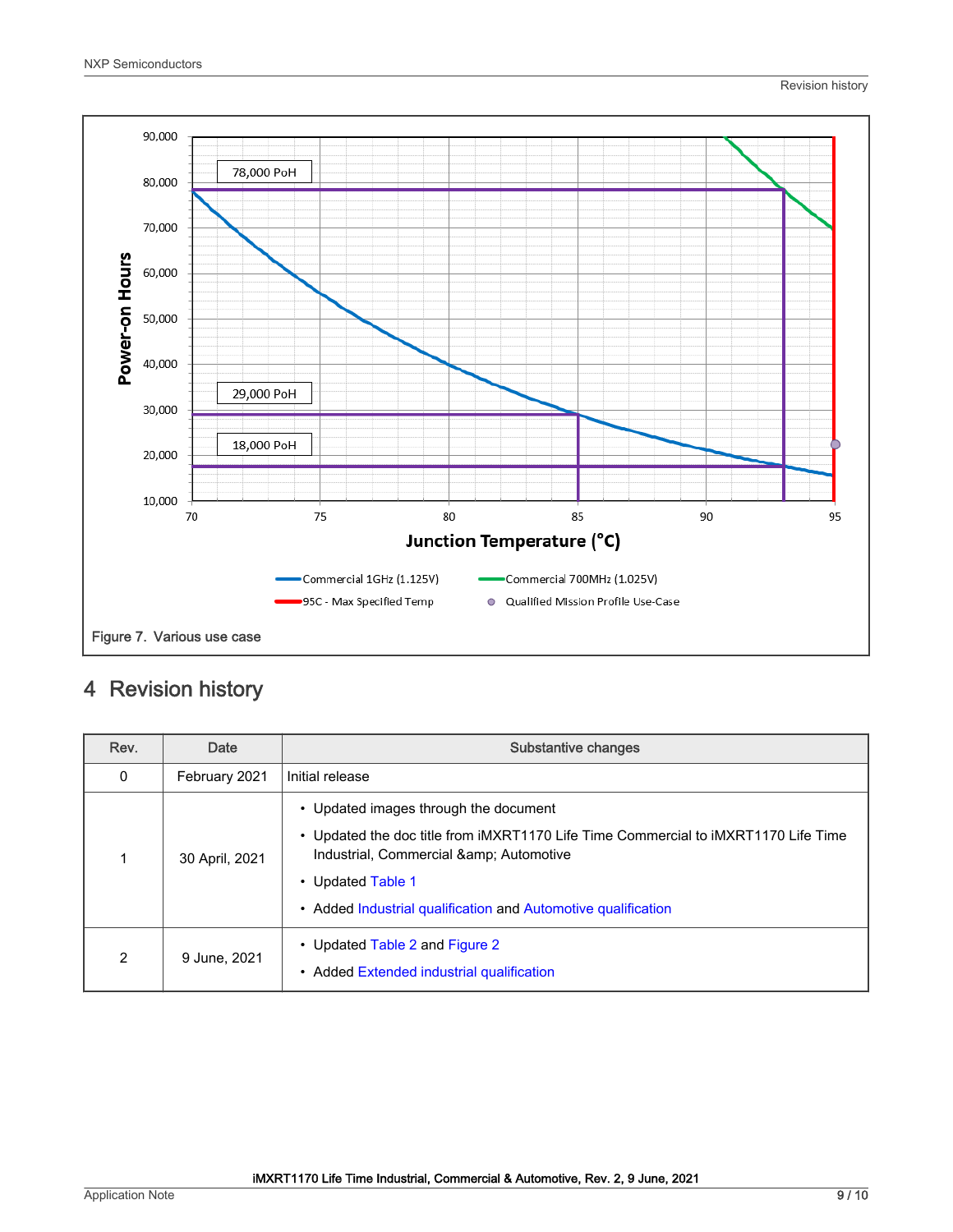Figure 7. Various use case

## 4 Revision history

| Rev. | Date | Substantive changes |
|---|---|---|
| 0 | February 2021 | Initial release |
| 1 | 30 April, 2021 | • Updated images through the document<br>• Updated the doc title from iMXRT1170 Life Time Commercial to iMXRT1170 Life Time Industrial, Commercial &amp; Automotive<br>• Updated Table 1<br>• Added Industrial qualification and Automotive qualification |
| 2 | 9 June, 2021 | • Updated Table 2 and Figure 2<br>• Added Extended industrial qualification |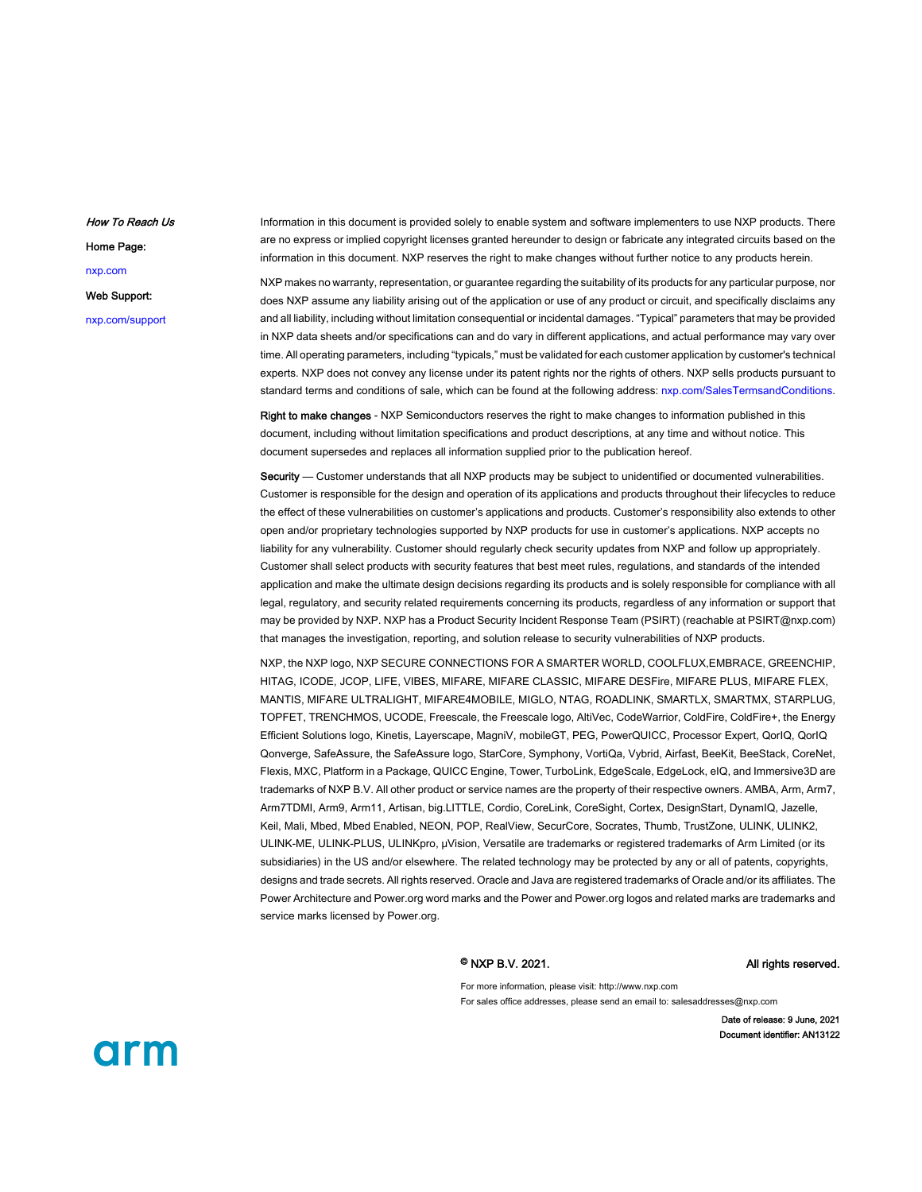*How To Reach Us*

**Home Page:**

nxp.com

**Web Support:**

nxp.com/support

Information in this document is provided solely to enable system and software implementers to use NXP products. There are no express or implied copyright licenses granted hereunder to design or fabricate any integrated circuits based on the information in this document. NXP reserves the right to make changes without further notice to any products herein.

NXP makes no warranty, representation, or guarantee regarding the suitability of its products for any particular purpose, nor does NXP assume any liability arising out of the application or use of any product or circuit, and specifically disclaims any and all liability, including without limitation consequential or incidental damages. “Typical” parameters that may be provided in NXP data sheets and/or specifications can and do vary in different applications, and actual performance may vary over time. All operating parameters, including “typicals,” must be validated for each customer application by customer's technical experts. NXP does not convey any license under its patent rights nor the rights of others. NXP sells products pursuant to standard terms and conditions of sale, which can be found at the following address: nxp.com/SalesTermsandConditions.

**Right to make changes** - NXP Semiconductors reserves the right to make changes to information published in this document, including without limitation specifications and product descriptions, at any time and without notice. This document supersedes and replaces all information supplied prior to the publication hereof.

**Security** — Customer understands that all NXP products may be subject to unidentified or documented vulnerabilities. Customer is responsible for the design and operation of its applications and products throughout their lifecycles to reduce the effect of these vulnerabilities on customer’s applications and products. Customer’s responsibility also extends to other open and/or proprietary technologies supported by NXP products for use in customer’s applications. NXP accepts no liability for any vulnerability. Customer should regularly check security updates from NXP and follow up appropriately. Customer shall select products with security features that best meet rules, regulations, and standards of the intended application and make the ultimate design decisions regarding its products and is solely responsible for compliance with all legal, regulatory, and security related requirements concerning its products, regardless of any information or support that may be provided by NXP. NXP has a Product Security Incident Response Team (PSIRT) (reachable at PSIRT@nxp.com) that manages the investigation, reporting, and solution release to security vulnerabilities of NXP products.

NXP, the NXP logo, NXP SECURE CONNECTIONS FOR A SMARTER WORLD, COOLFLUX,EMBRACE, GREENCHIP, HITAG, ICODE, JCOP, LIFE, VIBES, MIFARE, MIFARE CLASSIC, MIFARE DESFire, MIFARE PLUS, MIFARE FLEX, MANTIS, MIFARE ULTRALIGHT, MIFARE4MOBILE, MIGLO, NTAG, ROADLINK, SMARTLX, SMARTMX, STARPLUG, TOPFET, TRENCHMOS, UCODE, Freescale, the Freescale logo, AltiVec, CodeWarrior, ColdFire, ColdFire+, the Energy Efficient Solutions logo, Kinetis, Layerscape, MagniV, mobileGT, PEG, PowerQUICC, Processor Expert, QorIQ, QorIQ Qonverge, SafeAssure, the SafeAssure logo, StarCore, Symphony, VortiQa, Vybrid, Airfast, BeeKit, BeeStack, CoreNet, Flexis, MXC, Platform in a Package, QUICC Engine, Tower, TurboLink, EdgeScale, EdgeLock, eIQ, and Immersive3D are trademarks of NXP B.V. All other product or service names are the property of their respective owners. AMBA, Arm, Arm7, Arm7TDMI, Arm9, Arm11, Artisan, big.LITTLE, Cordio, CoreLink, CoreSight, Cortex, DesignStart, DynamIQ, Jazelle, Keil, Mali, Mbed, Mbed Enabled, NEON, POP, RealView, SecurCore, Socrates, Thumb, TrustZone, ULINK, ULINK2, ULINK-ME, ULINK-PLUS, ULINKpro, µVision, Versatile are trademarks or registered trademarks of Arm Limited (or its subsidiaries) in the US and/or elsewhere. The related technology may be protected by any or all of patents, copyrights, designs and trade secrets. All rights reserved. Oracle and Java are registered trademarks of Oracle and/or its affiliates. The Power Architecture and Power.org word marks and the Power and Power.org logos and related marks are trademarks and service marks licensed by Power.org.

**© NXP B.V. 2021.** **All rights reserved.**

For more information, please visit: http://www.nxp.com

For sales office addresses, please send an email to: salesaddresses@nxp.com

**Date of release: 9 June, 2021**

**Document identifier: AN13122**

arm